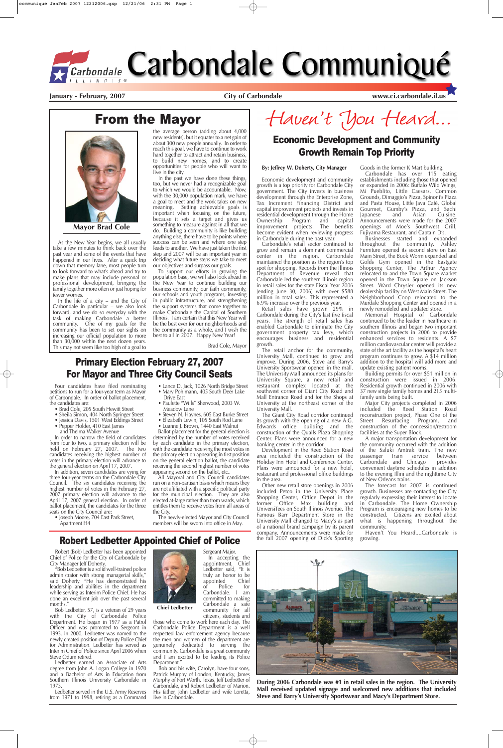# Carbondale Communiqué

**January - February, 2007** | **City of Carbondale** | **www.ci.carbondale.il.us**

## From the Mayor

**Mayor Brad Cole**

As the New Year begins, we all usually take a few minutes to think back over the past year and some of the events that have happened in our lives. After a quick trip down that memory lane, most people turn to look forward to what's ahead and try to make plans that may include personal or professional development, bringing the family together more often or just hoping for fewer worries.

In the life of a city – and the City of Carbondale in particular – we also look forward, and we do so everyday with the task of making Carbondale a better community. One of my goals for the community has been to set our sights on increasing our official population to more than 30,000 within the next dozen years. This may not seem like too high of a goal to the average person (adding about 4,000 new residents), but it equates to a net gain of about 300 new people annually. In order to reach this goal, we have to continue to work hard together to attract and retain business, to build new homes, and to create opportunities for people who will want to live in the city.

In the past we have done these things, too, but we never had a recognizable goal to which we would be accountable. Now, with the 30,000 population mark, we have a goal to meet and the work takes on new meaning. Setting achievable goals is important when focusing on the future, because it sets a target and gives us something to measure against in all that we do. Building a community is like building anything else, there have to be points where success can be seen and where one step leads to another. We have just taken the first step and 2007 will be an important year in deciding what future steps we take to meet our objectives and surpass our goals.

To support our efforts in growing the population base, we will also look ahead in the New Year to continue building our business community, our faith community, our schools and youth programs, investing in public infrastructure, and strengthening the support systems that come together to make Carbondale the Capital of Southern Illinois. I am certain that this New Year will be the best ever for our neighborhoods and the community as a whole, and I wish the best to all in 2007. Happy New Year!

Brad Cole, Mayor

## Primary Election February 27, 2007 For Mayor and Three City Council Seats

Four candidates have filed nominating petitions to run for a four-year term as Mayor of Carbondale. In order of ballot placement, the candidates are:

- Brad Cole, 205 South Hewitt Street
- Sheila Simon, 404 North Springer Street
- Jessica Davis, 1501 West Eddings Street
- Pepper Holder, 410 East James and Thelma Walker Avenue

In order to narrow the field of candidates from four to two, a primary election will be held on February 27, 2007. The two candidates receiving the highest number of votes in the primary election will advance to the general election on April 17, 2007.

In addition, seven candidates are vying for three four-year terms on the Carbondale City Council. The six candidates receiving the highest number of votes in the February 27, 2007 primary election will advance to the April 17, 2007 general election. In order of ballot placement, the candidates for the three seats on the City Council are:

- Joseph Moore, 704 East Park Street, Apartment H4
- Lance D. Jack, 1026 North Bridge Street
- Mary Pohlmann, 405 South Deer Lake Drive East
- Paulette "Wills" Sherwood, 2003 W. Meadow Lane
- Steven N. Haynes, 605 East Burke Street
- Elizabeth Lewin, 105 South Rod Lane
- Luanne J. Brown, 1440 East Walnut

Ballot placement for the general election is determined by the number of votes received by each candidate in the primary election, with the candidate receiving the most votes in the primary election appearing in first position on the general election ballot, the candidate receiving the second highest number of votes appearing second on the ballot, etc..

All Mayoral and City Council candidates run on a non-partisan basis which means they are not affiliated with a specific political party for the municipal election. They are also elected at-large rather than from wards, which entitles them to receive votes from all areas of the City.

The newly-elected Mayor and City Council members will be sworn into office in May.

## Robert Ledbetter Appointed Chief of Police

Robert (Bob) Ledbetter has been appointed Chief of Police for the City of Carbondale by City Manager Jeff Doherty.

"Bob Ledbetter is a solid well-trained police administrator with strong managerial skills," said Doherty. "He has demonstrated his leadership and abilities in the department while serving as Interim Police Chief. He has done an excellent job over the past several months."

Bob Ledbetter, 57, is a veteran of 29 years with the City of Carbondale Police Department. He began in 1977 as a Patrol Officer and was promoted to Sergeant in 1993. In 2000, Ledbetter was named to the newly created position of Deputy Police Chief for Administration. Ledbetter has served as Interim Chief of Police since April 2006 when Steve Odum retired.

Ledbetter earned an Associate of Arts degree from John A. Logan College in 1970 and a Bachelor of Arts in Education from Southern Illinois University Carbondale in 1973.

Ledbetter served in the U.S. Army Reserves from 1971 to 1998, retiring as a Command Sergeant Major.

**Chief Ledbetter**

In accepting the appointment, Chief Ledbetter said, "It is truly an honor to be appointed Chief of Police for Carbondale. I am committed to making Carbondale a safe community for all citizens, students and those who come to work here each day. The Carbondale Police Department is a well respected law enforcement agency because the men and women of the department are genuinely dedicated to serving the community. Carbondale is a great community and I am excited to be leading its Police Department."

Bob and his wife, Carolyn, have four sons, Patrick Murphy of London, Kentucky, James Murphy of Fort Worth, Texas, Jeff Ledbetter of Carbondale, and Robert Ledbetter of Marion. His father, John Ledbetter and wife Loretta, live in Carbondale.

# *Haven't You Heard...*

## Economic Development and Community Growth Remain Top Priority

**By: Jeffrey W. Doherty, City Manager**

Economic development and community growth is a top priority for Carbondale City government. The City invests in business development through the Enterprise Zone, Tax Increment Financing District and capital improvement projects and invests in residential development through the Home Ownership Program and capital improvement projects. The benefits become evident when reviewing progress in Carbondale during the past year.

Carbondale's retail sector continued to grow and remain a dominant commercial center in the region. Carbondale maintained the position as the region's top spot for shopping. Records from the Illinois Department of Revenue reveal that Carbondale led the southern Illinois region in retail sales for the state Fiscal Year 2006 (ending June 30, 2006) with over $588 million in total sales. This represented a 6.9% increase over the previous year.

Retail sales have grown 29% in Carbondale during the City's last five fiscal years. The strength of retail sales has enabled Carbondale to eliminate the City government property tax levy, which encourages business and residential growth.

The retail anchor for the community, University Mall, continued to grow and improve. During 2006, Steve and Barry's University Sportswear opened in the mall. The University Mall announced its plans for University Square, a new retail and restaurant complex located at the southwest corner of Giant City Road and Mall Entrance Road and for the Shops at University at the northeast corner of the University Mall.

The Giant City Road corridor continued its growth with the opening of a new A.G. Edwards office building and the construction of the Qualls Plaza Shopping Center. Plans were announced for a new banking center in the corridor.

Development in the Reed Station Road area included the construction of the Holiday Inn Hotel and Conference Center. Plans were announced for a new hotel, restaurant and professional office buildings in the area.

Other new retail store openings in 2006 included Petco in the University Place Shopping Center, Office Depot in the former Office Max building and UniversiTees on South Illinois Avenue. The Famous Barr Department Store in the University Mall changed to Macy's as part of a national brand campaign by its parent company. Announcements were made for the fall 2007 opening of Dick's Sporting Goods in the former K Mart building.

Carbondale has over 115 eating establishments including those that opened or expanded in 2006: Buffalo Wild Wings, Mi Pueblito, Little Caesars, Common Grounds, Dimaggio's Pizza, Spinoni's Pizza and Pasta House, Little Java Café, Global Gourmet, Gumby's Pizza, and Sachi Japanese and Asian Cuisine. Announcements were made for the 2007 openings of Moe's Southwest Grill, Fujiyama Restaurant, and Captain D's.

Businesses started and expanded throughout the community. Ashley Furniture opened its second store on East Main Street, the Book Worm expanded and Golds Gym opened in the Eastgate Shopping Center, The Arthur Agency relocated to and the Town Square Market opened in the Town Square on Jackson Street. Ward Chrysler opened its new dealership facility on West Main Street. The Neighborhood Coop relocated to the Murdale Shopping Center and opened in a newly remodeled and updated store.

Memorial Hospital of Carbondale continued to be the leader in healthcare in southern Illinois and began two important construction projects in 2006 to provide enhanced services to residents. A $7 million cardiovascular center will provide a state of the art facility as the hospital's heart program continues to grow. A $14 million addition to the hospital will add more and update existing patient rooms.

Building permits for over $51 million in construction were issued in 2006. Residential growth continued in 2006 with 37 new single family homes and 215 multi-family units being built.

Major City projects completed in 2006 included the Reed Station Road reconstruction project, Phase One of the Street Resurfacing Program, and construction of the concession/restroom facilities at the Super Block.

A major transportation development for the community occurred with the addition of the Saluki Amtrak train. The new passenger train service between Carbondale and Chicago provides convenient daytime schedules in addition to the evening Illini and the nighttime City of New Orleans trains.

The forecast for 2007 is continued growth. Businesses are contacting the City regularly expressing their interest to locate in Carbondale. The Home Ownership Program is encouraging new homes to be constructed. Citizens are excited about what is happening throughout the community.

Haven't You Heard....Carbondale is growing.

**During 2006 Carbondale was #1 in retail sales in the region. The University Mall received updated signage and welcomed new additions that included Steve and Barry's University Sportswear and Macy's Department Store.**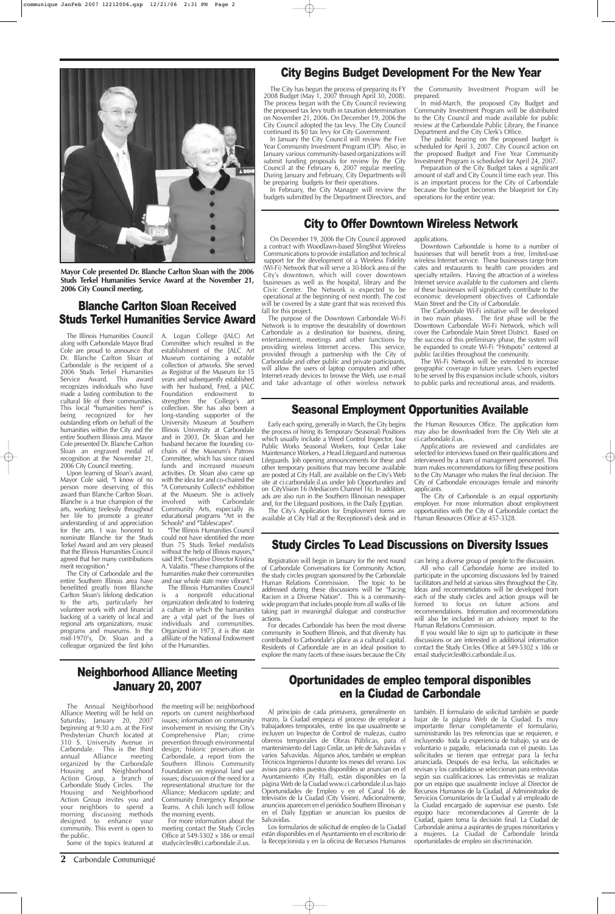Mayor Cole presented Dr. Blanche Carlton Sloan with the 2006 Studs Terkel Humanities Service Award at the November 21, 2006 City Council meeting.

## Blanche Carlton Sloan Received Studs Terkel Humanities Service Award

The Illinois Humanities Council along with Carbondale Mayor Brad Cole are proud to announce that Dr. Blanche Carlton Sloan of Carbondale is the recipient of a 2006 Studs Terkel Humanities Service Award. This award recognizes individuals who have made a lasting contribution to the cultural life of their communities. This local "humanities hero" is being recognized for her outstanding efforts on behalf of the humanities within the City and the entire Southern Illinois area. Mayor Cole presented Dr. Blanche Carlton Sloan an engraved medal of recognition at the November 21, 2006 City Council meeting.

Upon learning of Sloan's award, Mayor Cole said, "I know of no person more deserving of this award than Blanche Carlton Sloan. Blanche is a true champion of the arts, working tirelessly throughout her life to promote a greater understanding of and appreciation for the arts. I was honored to nominate Blanche for the Studs Terkel Award and am very pleased that the Illinois Humanities Council agreed that her many contributions merit recognition."

The City of Carbondale and the entire Southern Illinois area have benefitted greatly from Blanche Carlton Sloan's lifelong dedication to the arts, particularly her volunteer work with and financial backing of a variety of local and regional arts organizations, music programs and museums. In the mid-1970's, Dr. Sloan and a colleague organized the first John A. Logan College (JALC) Art Committee which resulted in the establishment of the JALC Art Museum containing a notable collection of artworks. She served as Registrar of the Museum for 15 years and subsequently established with her husband, Fred, a JALC Foundation endowment to strengthen the College's art collection. She has also been a long-standing supporter of the University Museum at Southern Illinois University at Carbondale and in 2003, Dr. Sloan and her husband became the founding co-chairs of the Museum's Patrons Committee, which has since raised funds and increased museum activities. Dr. Sloan also came up with the idea for and co-chaired the "A Community Collects" exhibition at the Museum. She is actively involved with Carbondale Community Arts, especially its educational programs "Art in the Schools" and "Tablescapes".

"The Illinois Humanities Council could not have identified the more than 75 Studs Terkel medalists without the help of Illinois mayors," said IHC Executive Director Kristina A. Valaitis. "These champions of the humanities make their communities and our whole state more vibrant."

The Illinois Humanities Council is a nonprofit educational organization dedicated to fostering a culture in which the humanities are a vital part of the lives of individuals and communities. Organized in 1973, it is the state affiliate of the National Endowment of the Humanities.

## City Begins Budget Development For the New Year

The City has begun the process of preparing its FY 2008 Budget (May 1, 2007 through April 30, 2008). The process began with the City Council reviewing the proposed tax levy truth in taxation determination on November 21, 2006. On December 19, 2006 the City Council adopted the tax levy. The City Council continued its $0 tax levy for City Government.

In January the City Council will review the Five Year Community Investment Program (CIP). Also, in January various community-based organizations will submit funding proposals for review by the City Council at the February 6, 2007 regular meeting. During January and February, City Departments will be preparing budgets for their operations.

In February, the City Manager will review the budgets submitted by the Department Directors, and the Community Investment Program will be prepared.

In mid-March, the proposed City Budget and Community Investment Program will be distributed to the City Council and made available for public review at the Carbondale Public Library, the Finance Department and the City Clerk's Office.

The public hearing on the proposed budget is scheduled for April 3, 2007. City Council action on the proposed Budget and Five Year Community Investment Program is scheduled for April 24, 2007.

Preparation of the City Budget takes a significant amount of staff and City Council time each year. This is an important process for the City of Carbondale because the budget becomes the blueprint for City operations for the entire year.

## City to Offer Downtown Wireless Network

On December 19, 2006 the City Council approved a contract with Woodlawn-based SlingShot Wireless Communications to provide installation and technical support for the development of a Wireless Fidelity (Wi-Fi) Network that will serve a 30-block area of the City's downtown, which will cover downtown businesses as well as the hospital, library and the Civic Center. The Network is expected to be operational at the beginning of next month. The cost will be covered by a state grant that was received this fall for this project.

The purpose of the Downtown Carbondale Wi-Fi Network is to improve the desirability of downtown Carbondale as a destination for business, dining, entertainment, meetings and other functions by providing wireless Internet access. This service, provided through a partnership with the City of Carbondale and other public and private participants, will allow the users of laptop computers and other Internet-ready devices to browse the Web, use e-mail and take advantage of other wireless network applications.

Downtown Carbondale is home to a number of businesses that will benefit from a free, limited-use wireless Internet service. These businesses range from cafes and restaurants to health care providers and specialty retailers. Having the attraction of a wireless Internet service available to the customers and clients of these businesses will significantly contribute to the economic development objectives of Carbondale Main Street and the City of Carbondale.

The Carbondale Wi-Fi initiative will be developed in two main phases. The first phase will be the Downtown Carbondale Wi-Fi Network, which will cover the Carbondale Main Street District. Based on the success of this preliminary phase, the system will be expanded to create Wi-Fi "Hotspots" centered at public facilities throughout the community.

The Wi-Fi Network will be extended to increase geographic coverage in future years. Users expected to be served by this expansion include schools, visitors to public parks and recreational areas, and residents.

## Seasonal Employment Opportunities Available

Early each spring, generally in March, the City begins the process of hiring its Temporary (Seasonal) Positions which usually include a Weed Control Inspector, four Public Works Seasonal Workers, four Cedar Lake Maintenance Workers, a Head Lifeguard and numerous Lifeguards. Job opening announcements for these and other temporary positions that may become available are posted at City Hall, are available on the City's Web site at ci.carbondale.il.us under Job Opportunities and on CityVision 16 (Mediacom Channel 16). In addition, ads are also run in the Southern Illinoisan newspaper and, for the Lifeguard positions, in the Daily Egyptian.

The City's Application for Employment forms are available at City Hall at the Receptionist's desk and in the Human Resources Office. The application form may also be downloaded from the City Web site at ci.carbondale.il.us.

Applications are reviewed and candidates are selected for interviews based on their qualifications and interviewed by a team of management personnel. This team makes recommendations for filling these positions to the City Manager who makes the final decision. The City of Carbondale encourages female and minority applicants.

The City of Carbondale is an equal opportunity employer. For more information about employment opportunities with the City of Carbondale contact the Human Resources Office at 457-3328.

## Study Circles To Lead Discussions on Diversity Issues

Registration will begin in January for the next round of Carbondale Conversations for Community Action, the study circles program sponsored by the Carbondale Human Relations Commission. The topic to be addressed during these discussions will be "Facing Racism in a Diverse Nation". This is a community-wide program that includes people from all walks of life taking part in meaningful dialogue and constructive actions.

For decades Carbondale has been the most diverse community in Southern Illinois, and that diversity has contributed to Carbondale's place as a cultural capital. Residents of Carbondale are in an ideal position to explore the many facets of these issues because the City can bring a diverse group of people to the discussion.

All who call Carbondale home are invited to participate in the upcoming discussions led by trained facilitators and held at various sites throughout the City. Ideas and recommendations will be developed from each of the study circles and action groups will be formed to focus on future actions and recommendations. Information and recommendations will also be included in an advisory report to the Human Relations Commission.

If you would like to sign up to participate in these discussions or are interested in additional information contact the Study Circles Office at 549-5302 x 386 or email studycircles@ci.carbondale.il.us.

## Neighborhood Alliance Meeting January 20, 2007

The Annual Neighborhood Alliance Meeting will be held on Saturday, January 20, 2007 beginning at 9:30 a.m. at the First Presbyterian Church located at 310 S. University Avenue in Carbondale. This is the third annual Alliance meeting organized by the Carbondale Housing and Neighborhood Action Group, a branch of Carbondale Study Circles. The Housing and Neighborhood Action Group invites you and your neighbors to spend a morning discussing methods designed to enhance your community. This event is open to the public.

Some of the topics featured at the meeting will be: neighborhood reports on current neighborhood issues; information on community involvement in revising the City's Comprehensive Plan; crime prevention through environmental design; historic preservation in Carbondale, a report from the Southern Illinois Community Foundation on regional land use issues; discussion of the need for a representational structure for the Alliance; Mediacom update; and Community Emergency Response Teams. A chili lunch will follow the morning events.

For more information about the meeting contact the Study Circles Office at 549-5302 x 386 or email studycircles@ci.carbondale.il.us.

## Oportunidades de empleo temporal disponibles en la Ciudad de Carbondale

Al principio de cada primavera, generalmente en marzo, la Ciudad empieza el proceso de emplear a trabajadores temporales, entre los que usualmente se incluyen un Inspector de Control de malezas, cuatro obreros temporales de Obras Públicas, para el mantenimiento del Lago Cedar, un Jefe de Salvavidas y varios Salvavidas. Algunos años, también se emplean Técnicos Ingenieros I durante los meses del verano. Los avisos para estos puestos disponibles se anuncian en el Ayuntamiento (City Hall), están disponibles en la página Web de la Ciudad www.ci.carbondale.il.us bajo Oportunidades de Empleo y en el Canal 16 de televisión de la Ciudad (City Vision). Adicionalmente, anuncios aparecen en el periódico Southern Illinoisan y en el Daily Egyptian se anuncian los puestos de Salvavidas.

Los formularios de solicitud de empleo de la Ciudad están disponibles en el Ayuntamiento en el escritorio de la Recepcionista y en la oficina de Recursos Humanos también. El formulario de solicitud también se puede bajar de la página Web de la Ciudad. Es muy importante llenar completamente el formulario, suministrando las tres referencias que se requieren, e incluyendo toda la experiencia de trabajo, ya sea de voluntario o pagado, relacionada con el puesto. Las solicitudes se tienen que entregar para la fecha anunciada. Después de esa fecha, las solicitudes se revisan y los candidatos se seleccionan para entrevistas según sus cualificaciones. Las entrevistas se realizan por un equipo que usualmente incluye al Director de Recursos Humanos de la Ciudad, al Administrador de Servicios Comunitarios de la Ciudad y al empleado de la Ciudad encargado de supervisar ese puesto. Este equipo hace recomendaciones al Gerente de la Ciudad, quien toma la decisión final. La Ciudad de Carbondale anima a aspirantes de grupos minoritarios y a mujeres. La Ciudad de Carbondale brinda oportunidades de empleo sin discriminación.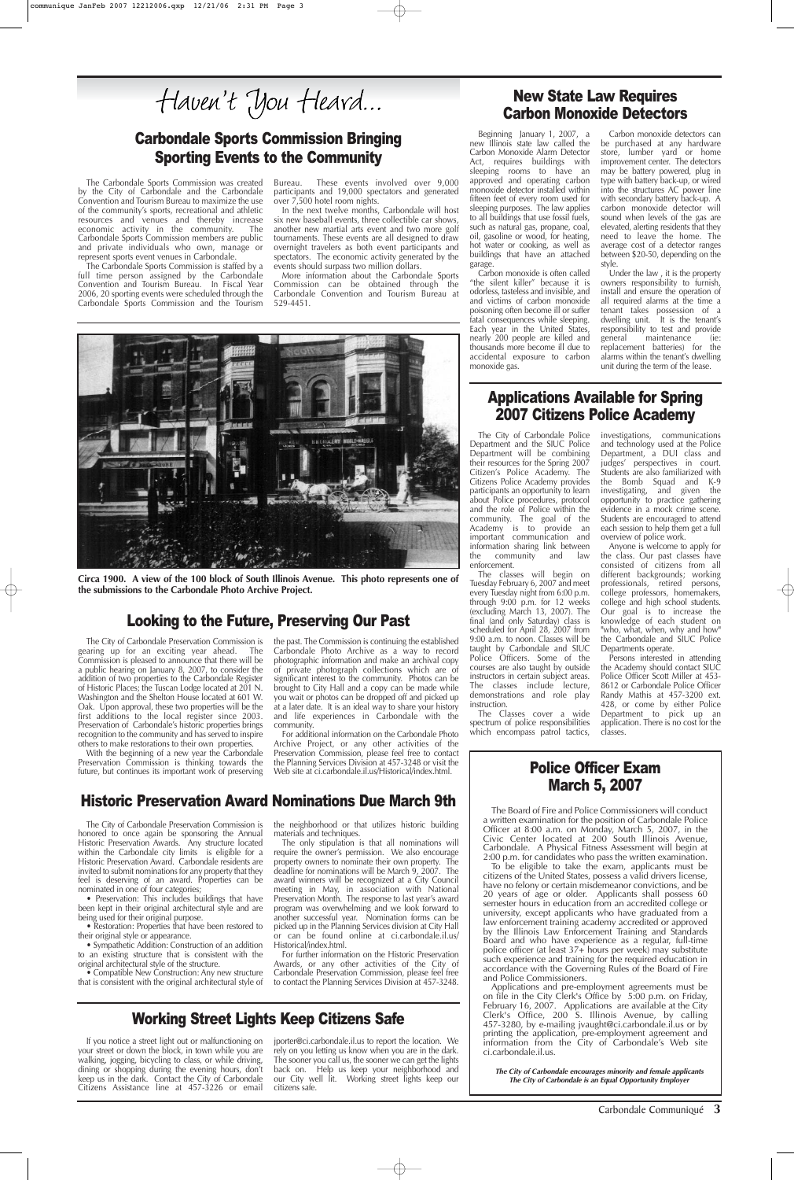# Haven't You Heard...

## Carbondale Sports Commission Bringing Sporting Events to the Community

The Carbondale Sports Commission was created by the City of Carbondale and the Carbondale Convention and Tourism Bureau to maximize the use of the community's sports, recreational and athletic resources and venues and thereby increase economic activity in the community. The Carbondale Sports Commission members are public and private individuals who own, manage or represent sports event venues in Carbondale.

The Carbondale Sports Commission is staffed by a full time person assigned by the Carbondale Convention and Tourism Bureau. In Fiscal Year 2006, 20 sporting events were scheduled through the Carbondale Sports Commission and the Tourism Bureau. These events involved over 9,000 participants and 19,000 spectators and generated over 7,500 hotel room nights.

In the next twelve months, Carbondale will host six new baseball events, three collectible car shows, another new martial arts event and two more golf tournaments. These events are all designed to draw overnight travelers as both event participants and spectators. The economic activity generated by the events should surpass two million dollars.

More information about the Carbondale Sports Commission can be obtained through the Carbondale Convention and Tourism Bureau at 529-4451.

**Circa 1900. A view of the 100 block of South Illinois Avenue. This photo represents one of the submissions to the Carbondale Photo Archive Project.**

## Looking to the Future, Preserving Our Past

The City of Carbondale Preservation Commission is gearing up for an exciting year ahead. The Commission is pleased to announce that there will be a public hearing on January 8, 2007, to consider the addition of two properties to the Carbondale Register of Historic Places; the Tuscan Lodge located at 201 N. Washington and the Shelton House located at 601 W. Oak. Upon approval, these two properties will be the first additions to the local register since 2003. Preservation of Carbondale's historic properties brings recognition to the community and has served to inspire others to make restorations to their own properties.

With the beginning of a new year the Carbondale Preservation Commission is thinking towards the future, but continues its important work of preserving the past. The Commission is continuing the established Carbondale Photo Archive as a way to record photographic information and make an archival copy of private photograph collections which are of significant interest to the community. Photos can be brought to City Hall and a copy can be made while you wait or photos can be dropped off and picked up at a later date. It is an ideal way to share your history and life experiences in Carbondale with the community.

For additional information on the Carbondale Photo Archive Project, or any other activities of the Preservation Commission, please feel free to contact the Planning Services Division at 457-3248 or visit the Web site at ci.carbondale.il.us/Historical/index.html.

## Historic Preservation Award Nominations Due March 9th

The City of Carbondale Preservation Commission is honored to once again be sponsoring the Annual Historic Preservation Awards. Any structure located within the Carbondale city limits is eligible for a Historic Preservation Award. Carbondale residents are invited to submit nominations for any property that they feel is deserving of an award. Properties can be nominated in one of four categories;

- Preservation: This includes buildings that have been kept in their original architectural style and are being used for their original purpose.
- Restoration: Properties that have been restored to their original style or appearance.
- Sympathetic Addition: Construction of an addition to an existing structure that is consistent with the original architectural style of the structure.
- Compatible New Construction: Any new structure that is consistent with the original architectural style of the neighborhood or that utilizes historic building materials and techniques.

The only stipulation is that all nominations will require the owner's permission. We also encourage property owners to nominate their own property. The deadline for nominations will be March 9, 2007. The award winners will be recognized at a City Council meeting in May, in association with National Preservation Month. The response to last year's award program was overwhelming and we look forward to another successful year. Nomination forms can be picked up in the Planning Services division at City Hall or can be found online at ci.carbondale.il.us/Historical/index.html.

For further information on the Historic Preservation Awards, or any other activities of the City of Carbondale Preservation Commission, please feel free to contact the Planning Services Division at 457-3248.

## Working Street Lights Keep Citizens Safe

If you notice a street light out or malfunctioning on your street or down the block, in town while you are walking, jogging, bicycling to class, or while driving, dining or shopping during the evening hours, don't keep us in the dark. Contact the City of Carbondale Citizens Assistance line at 457-3226 or email jporter@ci.carbondale.il.us to report the location. We rely on you letting us know when you are in the dark. The sooner you call us, the sooner we can get the lights back on. Help us keep your neighborhood and our City well lit. Working street lights keep our citizens safe.

## New State Law Requires Carbon Monoxide Detectors

Beginning January 1, 2007, a new Illinois state law called the Carbon Monoxide Alarm Detector Act, requires buildings with sleeping rooms to have an approved and operating carbon monoxide detector installed within fifteen feet of every room used for sleeping purposes. The law applies to all buildings that use fossil fuels, such as natural gas, propane, coal, oil, gasoline or wood, for heating, hot water or cooking, as well as buildings that have an attached garage.

Carbon monoxide is often called "the silent killer" because it is odorless, tasteless and invisible, and and victims of carbon monoxide poisoning often become ill or suffer fatal consequences while sleeping. Each year in the United States, nearly 200 people are killed and thousands more become ill due to accidental exposure to carbon monoxide gas.

Carbon monoxide detectors can be purchased at any hardware store, lumber yard or home improvement center. The detectors may be battery powered, plug in type with battery back-up, or wired into the structures AC power line with secondary battery back-up. A carbon monoxide detector will sound when levels of the gas are elevated, alerting residents that they need to leave the home. The average cost of a detector ranges between $20-50, depending on the style.

Under the law , it is the property owners responsibility to furnish, install and ensure the operation of all required alarms at the time a tenant takes possession of a dwelling unit. It is the tenant's responsibility to test and provide general maintenance (ie: replacement batteries) for the alarms within the tenant's dwelling unit during the term of the lease.

## Applications Available for Spring 2007 Citizens Police Academy

The City of Carbondale Police Department and the SIUC Police Department will be combining their resources for the Spring 2007 Citizen's Police Academy. The Citizens Police Academy provides participants an opportunity to learn about Police procedures, protocol and the role of Police within the community. The goal of the Academy is to provide an important communication and information sharing link between the community and law enforcement.

The classes will begin on Tuesday February 6, 2007 and meet every Tuesday night from 6:00 p.m. through 9:00 p.m. for 12 weeks (excluding March 13, 2007). The final (and only Saturday) class is scheduled for April 28, 2007 from 9:00 a.m. to noon. Classes will be taught by Carbondale and SIUC Police Officers. Some of the courses are also taught by outside instructors in certain subject areas. The classes include lecture, demonstrations and role play instruction.

The Classes cover a wide spectrum of police responsibilities which encompass patrol tactics, investigations, communications and technology used at the Police Department, a DUI class and judges' perspectives in court. Students are also familiarized with the Bomb Squad and K-9 investigating, and given the opportunity to practice gathering evidence in a mock crime scene. Students are encouraged to attend each session to help them get a full overview of police work.

Anyone is welcome to apply for the class. Our past classes have consisted of citizens from all different backgrounds; working professionals, retired persons, college professors, homemakers, college and high school students. Our goal is to increase the knowledge of each student on "who, what, when, why and how" the Carbondale and SIUC Police Departments operate.

Persons interested in attending the Academy should contact SIUC Police Officer Scott Miller at 453-8612 or Carbondale Police Officer Randy Mathis at 457-3200 ext. 428, or come by either Police Department to pick up an application. There is no cost for the classes.

## Police Officer Exam March 5, 2007

The Board of Fire and Police Commissioners will conduct a written examination for the position of Carbondale Police Officer at 8:00 a.m. on Monday, March 5, 2007, in the Civic Center located at 200 South Illinois Avenue, Carbondale. A Physical Fitness Assessment will begin at 2:00 p.m. for candidates who pass the written examination.

To be eligible to take the exam, applicants must be citizens of the United States, possess a valid drivers license, have no felony or certain misdemeanor convictions, and be 20 years of age or older. Applicants shall possess 60 semester hours in education from an accredited college or university, except applicants who have graduated from a law enforcement training academy accredited or approved by the Illinois Law Enforcement Training and Standards Board and who have experience as a regular, full-time police officer (at least 37+ hours per week) may substitute such experience and training for the required education in accordance with the Governing Rules of the Board of Fire and Police Commissioners.

Applications and pre-employment agreements must be on file in the City Clerk's Office by 5:00 p.m. on Friday, February 16, 2007. Applications are available at the City Clerk's Office, 200 S. Illinois Avenue, by calling 457-3280, by e-mailing jvaught@ci.carbondale.il.us or by printing the application, pre-employment agreement and information from the City of Carbondale's Web site ci.carbondale.il.us.

***The City of Carbondale encourages minority and female applicants***
***The City of Carbondale is an Equal Opportunity Employer***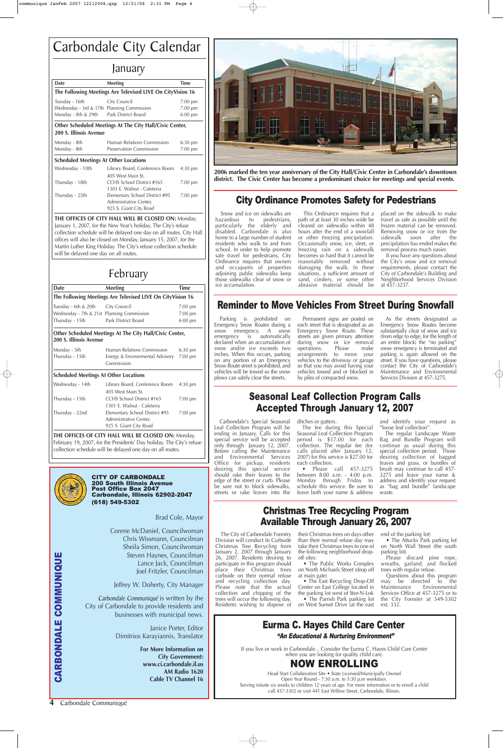# Carbondale City Calendar

## January

| Date | Meeting | Time |
|---|---|---|
| **The Following Meetings Are Televised LIVE On CityVision 16** | | |
| Tuesday - 16th | City Council | 7:00 pm |
| Wednesday - 3rd & 17th | Planning Commission | 7:00 pm |
| Monday - 8th & 29th | Park District Board | 6:00 pm |
| **Other Scheduled Meetings At The City Hall/Civic Center, 200 S. Illinois Avenue** | | |
| Monday - 8th | Human Relations Commission | 6:30 pm |
| Monday - 8th | Preservation Commission | 7:00 pm |
| **Scheduled Meetings At Other Locations** | | |
| Wednesday - 10th | Library Board, Conference Room 405 West Main St. | 4:30 pm |
| Thursday - 18th | CCHS School District #165 1301 E. Walnut - Cafeteria | 7:00 pm |
| Thursday - 25th | Elementary School District #95 Administrative Center, 925 S. Giant City Road | 7:00 pm |

**THE OFFICES OF CITY HALL WILL BE CLOSED ON:** Monday, January 1, 2007, for the New Year's holiday. The City's refuse collection schedule will be delayed one day on all routes. City Hall offices will also be closed on Monday, January 15, 2007, for the Martin Luther King Holiday. The City's refuse collection schedule will be delayed one day on all routes.

## February

| Date | Meeting | Time |
|---|---|---|
| **The Following Meetings Are Televised LIVE On CityVision 16** | | |
| Tuesday - 6th & 20th | City Council | 7:00 pm |
| Wednesday - 7th & 21st | Planning Commission | 7:00 pm |
| Thursday - 15th | Park District Board | 6:00 pm |
| **Other Scheduled Meetings At The City Hall/Civic Center, 200 S. Illinois Avenue** | | |
| Monday - 5th | Human Relations Commission | 6:30 pm |
| Thursday - 15th | Energy & Environmental Advisory Commission | 7:00 pm |
| **Scheduled Meetings At Other Locations** | | |
| Wednesday - 14th | Library Board, Conference Room 405 West Main St. | 4:30 pm |
| Thursday - 15th | CCHS School District #165 1301 E. Walnut - Cafeteria | 7:00 pm |
| Thursday - 22nd | Elementary School District #95 Administrative Center, 925 S. Giant City Road | 7:00 pm |

**THE OFFICES OF CITY HALL WILL BE CLOSED ON:** Monday, February 19, 2007, for the Presidents' Day holiday. The City's refuse collection schedule will be delayed one day on all routes.

**CITY OF CARBONDALE**
**200 South Illinois Avenue**
**Post Office Box 2047**
**Carbondale, Illinois 62902-2047**
**(618) 549-5302**

Brad Cole, Mayor

Corene McDaniel, Councilwoman
Chris Wissmann, Councilman
Sheila Simon, Councilwoman
Steven Haynes, Councilman
Lance Jack, Councilman
Joel Fritzler, Councilman

Jeffrey W. Doherty, City Manager

*Carbondale Communiqué* is written by the City of Carbondale to provide residents and businesses with municipal news.

Janice Porter, Editor
Dimitrios Karayiannis, Translator

**For More Information on City Government:**
**www.ci.carbondale.il.us**
**AM Radio 1620**
**Cable TV Channel 16**

**CARBONDALE COMMUNIQUE**

**2006 marked the ten year anniversary of the City Hall/Civic Center in Carbondale's downtown district. The Civic Center has become a predominant choice for meetings and special events.**

## City Ordinance Promotes Safety for Pedestrians

Snow and ice on sidewalks are hazardous to pedestrians, particularly the elderly and disabled. Carbondale is also home to a large number of student residents who walk to and from school. In order to help promote safe travel for pedestrians, City Ordinance requires that owners and occupants of properties adjoining public sidewalks keep those sidewalks clear of snow or ice accumulation.

This Ordinance requires that a path of at least 30 inches wide be cleared on sidewalks within 48 hours after the end of a snowfall or other freezing precipitation. Occasionally snow, ice, sleet, or freezing rain on a sidewalk becomes so hard that it cannot be reasonably removed without damaging the walk. In these situations, a sufficient amount of sand, cinders, or some other abrasive material should be placed on the sidewalk to make travel as safe as possible until the frozen material can be removed. Removing snow or ice from the sidewalk soon after the precipitation has ended makes the removal process much easier.

If you have any questions about the City's snow and ice removal requirements, please contact the City of Carbondale's Building and Neighborhood Services Division at 457-3237.

## Reminder to Move Vehicles From Street During Snowfall

Parking is prohibited on Emergency Snow Routes during a snow emergency. A snow emergency is automatically declared when an accumulation of snow and/or ice exceeds two inches. When this occurs, parking on any portion of an Emergency Snow Route street is prohibited, and vehicles will be towed so the snow plows can safely clear the streets.

Permanent signs are posted on each street that is designated as an Emergency Snow Route. These streets are given primary attention during snow or ice removal operations. Please make arrangements to move your vehicles to the driveway or garage so that you may avoid having your vehicles towed and or blocked in by piles of compacted snow.

As the streets designated as Emergency Snow Routes become substantially clear of snow and ice (from edge to edge, for the length of an entire block) the "no parking" snow emergency is terminated and parking is again allowed on the street. If you have questions, please contact the City of Carbondale's Maintenance and Environmental Services Division at 457-3275.

## Seasonal Leaf Collection Program Calls Accepted Through January 12, 2007

Carbondale's Special Seasonal Leaf Collection Program will be ending in January. Calls for this special service will be accepted only through January 12, 2007. Before calling the Maintenance and Environmental Services Office for pickup, residents desiring this special service should rake their leaves to the edge of the street or curb. Please be sure not to block sidewalks, streets or rake leaves into the ditches or gutters.

The fee during this Special Seasonal Leaf Collection Program period is $17.00 for each collection. The regular fee (for calls placed after January 12, 2007) for this service is $27.00 for each collection.

- Please call 457-3275 between 8:00 a.m. - 4:00 p.m. Monday through Friday to schedule this service. Be sure to leave both your name & address and identify your request as "loose leaf collection".

The regular Landscape Waste Bag and Bundle Program will continue as usual during this special collection period. Those desiring collection of bagged leaves and grass, or bundles of brush may continue to call 457-3275 and leave your name & address and identify your request as "bag and bundle" landscape waste.

## Christmas Tree Recycling Program Available Through January 26, 2007

The City of Carbondale Forestry Division will conduct its Curbside Christmas Tree Recycling from January 2, 2007 through January 26, 2007. Residents desiring to participate in this program should place their Christmas trees curbside on their normal refuse and recycling collection day. Please note that the actual collection and chipping of the trees will occur the following day. Residents wishing to dispose of their Christmas trees on days other than their normal refuse day may take their Christmas trees to one of the following neighborhood drop-off sites:

- The Public Works Complex on North Michaels Street (drop off at main gate)
- The East Recycling Drop-Off Center on East College located in the parking lot west of Stor-N-Lok
- The Parrish Park parking lot on West Sunset Drive (at the east end of the parking lot)
- The Attucks Park parking lot on North Wall Street (the south parking lot)

Please discard pine rope, wreaths, garland, and flocked trees with regular refuse.

Questions about this program may be directed to the Maintenance and Environmental Services Office at 457-3275 or to the City Forester at 549-5302 ext. 332.

## Eurma C. Hayes Child Care Center

***"An Educational & Nurturing Environment"***

If you live or work in Carbondale... Consider the Eurma C. Hayes Child Care Center when you are looking for quality child care.

### NOW ENROLLING

Head Start Collaboration Site • State Licensed/Municipally Owned
Open Year Round - 7:30 a.m. to 5:30 p.m weekdays.
Serving infants six weeks to children 12 years of age. For more information or to enroll a child call 457-3302 or visit 441 East Willow Street, Carbondale, Illinois.